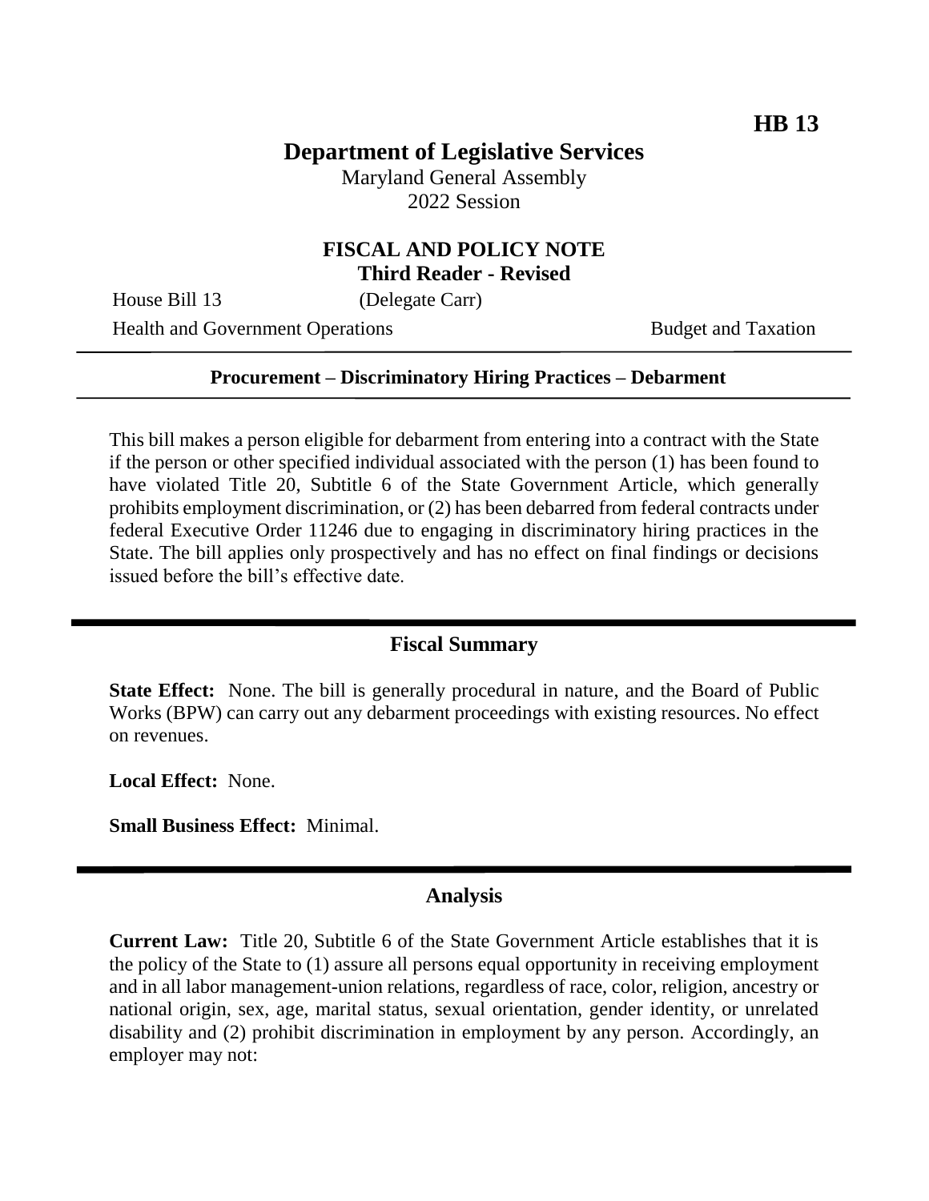**HB 13**

# Department of Legislative Services

Maryland General Assembly
2022 Session

## FISCAL AND POLICY NOTE
**Third Reader - Revised**

House Bill 13 (Delegate Carr)
Health and Government Operations Budget and Taxation

**Procurement – Discriminatory Hiring Practices – Debarment**

This bill makes a person eligible for debarment from entering into a contract with the State if the person or other specified individual associated with the person (1) has been found to have violated Title 20, Subtitle 6 of the State Government Article, which generally prohibits employment discrimination, or (2) has been debarred from federal contracts under federal Executive Order 11246 due to engaging in discriminatory hiring practices in the State. The bill applies only prospectively and has no effect on final findings or decisions issued before the bill's effective date.

## Fiscal Summary

**State Effect:** None. The bill is generally procedural in nature, and the Board of Public Works (BPW) can carry out any debarment proceedings with existing resources. No effect on revenues.

**Local Effect:** None.

**Small Business Effect:** Minimal.

## Analysis

**Current Law:** Title 20, Subtitle 6 of the State Government Article establishes that it is the policy of the State to (1) assure all persons equal opportunity in receiving employment and in all labor management-union relations, regardless of race, color, religion, ancestry or national origin, sex, age, marital status, sexual orientation, gender identity, or unrelated disability and (2) prohibit discrimination in employment by any person. Accordingly, an employer may not: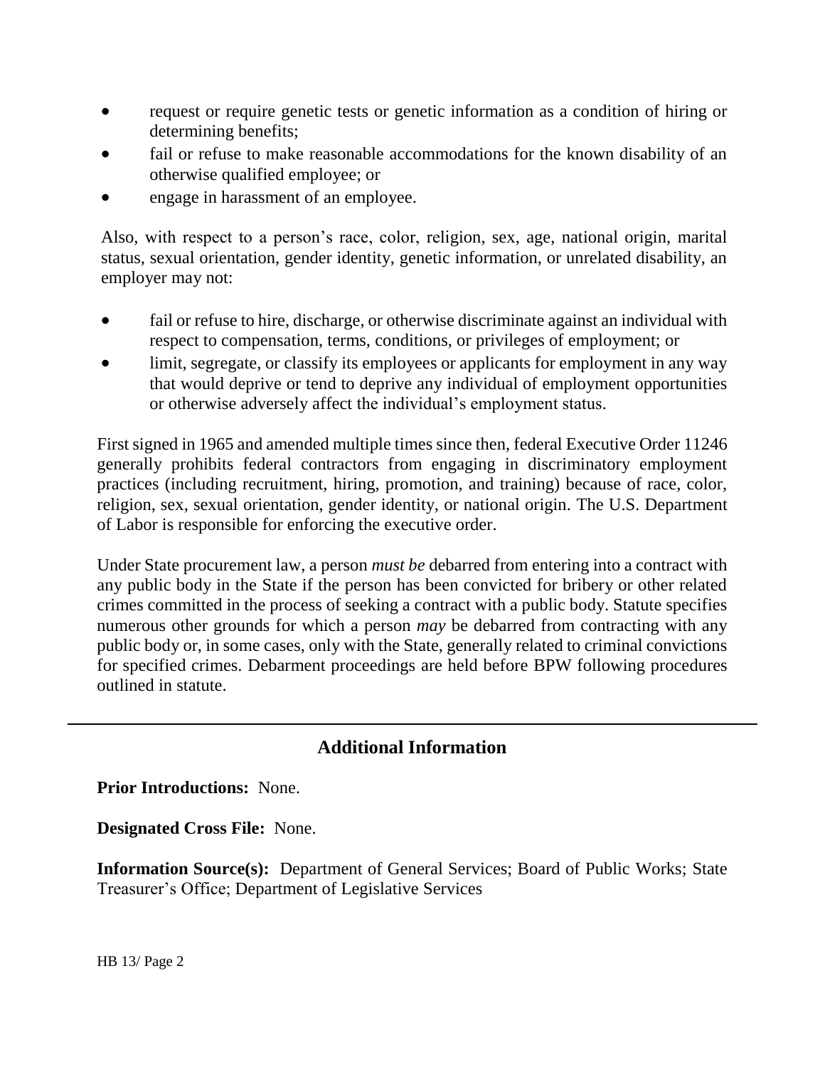- request or require genetic tests or genetic information as a condition of hiring or determining benefits;
- fail or refuse to make reasonable accommodations for the known disability of an otherwise qualified employee; or
- engage in harassment of an employee.

Also, with respect to a person's race, color, religion, sex, age, national origin, marital status, sexual orientation, gender identity, genetic information, or unrelated disability, an employer may not:

- fail or refuse to hire, discharge, or otherwise discriminate against an individual with respect to compensation, terms, conditions, or privileges of employment; or
- limit, segregate, or classify its employees or applicants for employment in any way that would deprive or tend to deprive any individual of employment opportunities or otherwise adversely affect the individual's employment status.

First signed in 1965 and amended multiple times since then, federal Executive Order 11246 generally prohibits federal contractors from engaging in discriminatory employment practices (including recruitment, hiring, promotion, and training) because of race, color, religion, sex, sexual orientation, gender identity, or national origin. The U.S. Department of Labor is responsible for enforcing the executive order.

Under State procurement law, a person *must be* debarred from entering into a contract with any public body in the State if the person has been convicted for bribery or other related crimes committed in the process of seeking a contract with a public body. Statute specifies numerous other grounds for which a person *may* be debarred from contracting with any public body or, in some cases, only with the State, generally related to criminal convictions for specified crimes. Debarment proceedings are held before BPW following procedures outlined in statute.

---

## Additional Information

**Prior Introductions:** None.

**Designated Cross File:** None.

**Information Source(s):** Department of General Services; Board of Public Works; State Treasurer's Office; Department of Legislative Services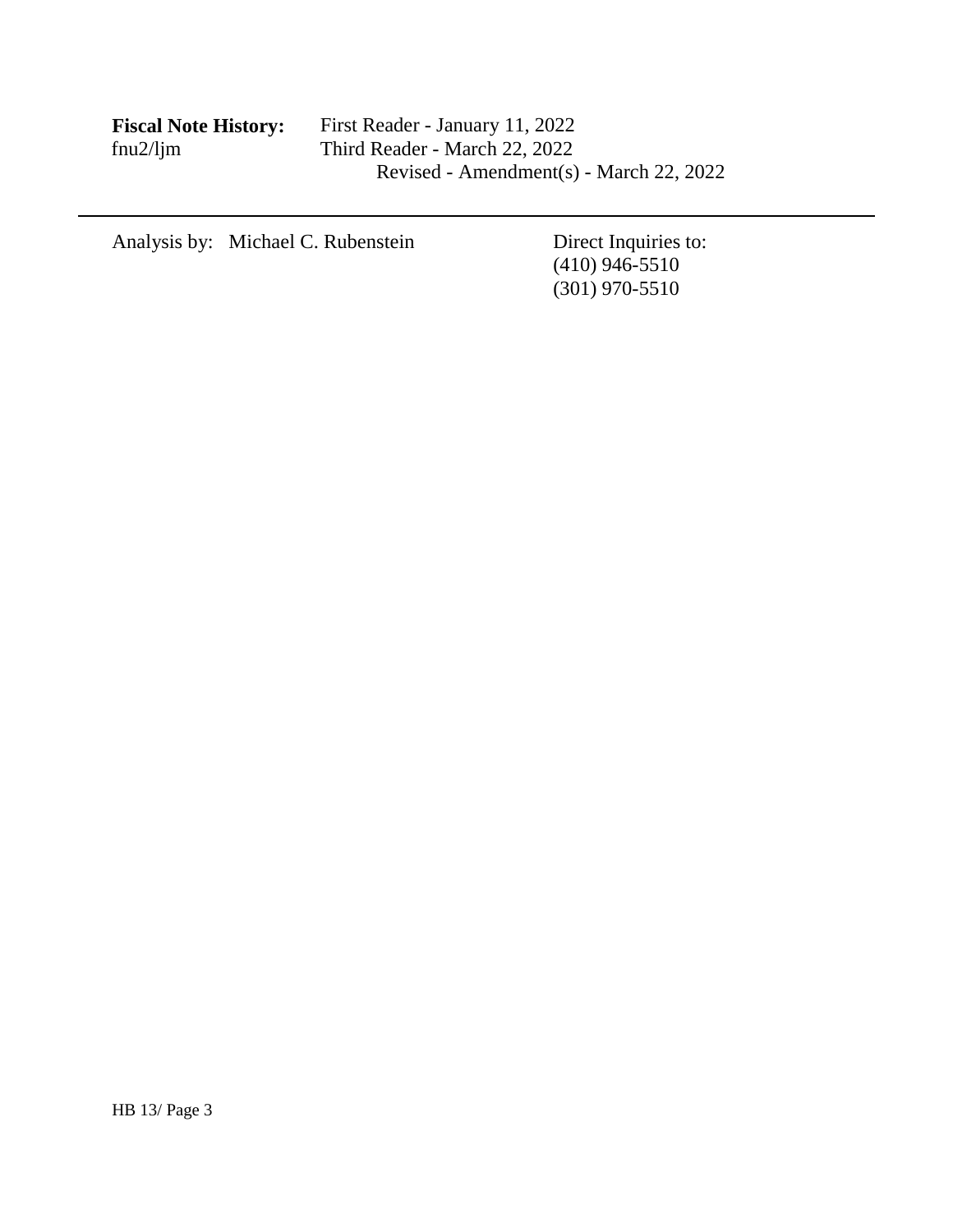**Fiscal Note History:** First Reader - January 11, 2022
fnu2/ljm Third Reader - March 22, 2022
Revised - Amendment(s) - March 22, 2022

---

Analysis by: Michael C. Rubenstein

Direct Inquiries to:
(410) 946-5510
(301) 970-5510